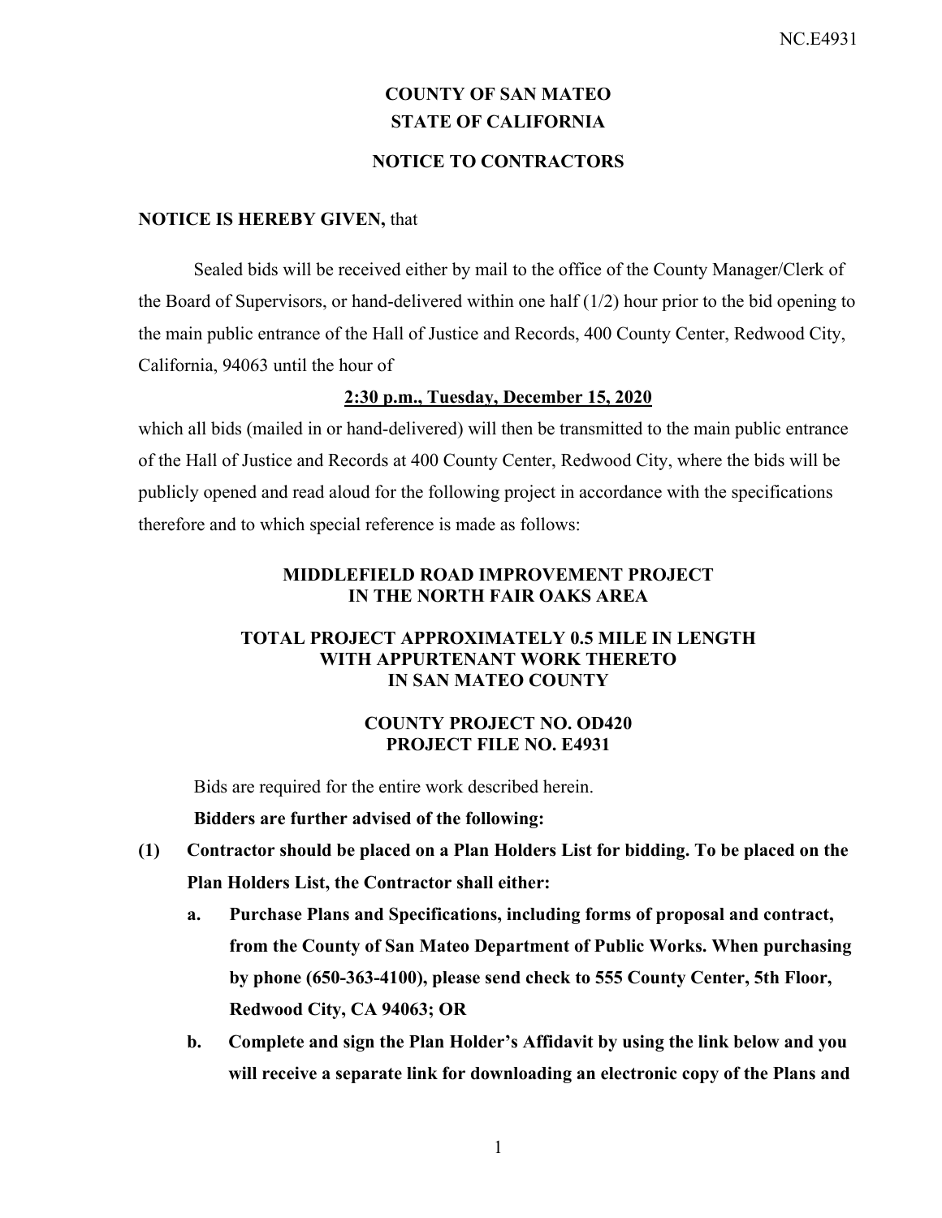# COUNTY OF SAN MATEO
# STATE OF CALIFORNIA

## NOTICE TO CONTRACTORS

**NOTICE IS HEREBY GIVEN,** that

Sealed bids will be received either by mail to the office of the County Manager/Clerk of the Board of Supervisors, or hand-delivered within one half (1/2) hour prior to the bid opening to the main public entrance of the Hall of Justice and Records, 400 County Center, Redwood City, California, 94063 until the hour of

**2:30 p.m., Tuesday, December 15, 2020**

which all bids (mailed in or hand-delivered) will then be transmitted to the main public entrance of the Hall of Justice and Records at 400 County Center, Redwood City, where the bids will be publicly opened and read aloud for the following project in accordance with the specifications therefore and to which special reference is made as follows:

**MIDDLEFIELD ROAD IMPROVEMENT PROJECT IN THE NORTH FAIR OAKS AREA**

**TOTAL PROJECT APPROXIMATELY 0.5 MILE IN LENGTH WITH APPURTENANT WORK THERETO IN SAN MATEO COUNTY**

**COUNTY PROJECT NO. OD420**
**PROJECT FILE NO. E4931**

Bids are required for the entire work described herein.

**Bidders are further advised of the following:**

**(1) Contractor should be placed on a Plan Holders List for bidding. To be placed on the Plan Holders List, the Contractor shall either:**

   **a. Purchase Plans and Specifications, including forms of proposal and contract, from the County of San Mateo Department of Public Works. When purchasing by phone (650-363-4100), please send check to 555 County Center, 5th Floor, Redwood City, CA 94063; OR**

   **b. Complete and sign the Plan Holder's Affidavit by using the link below and you will receive a separate link for downloading an electronic copy of the Plans and**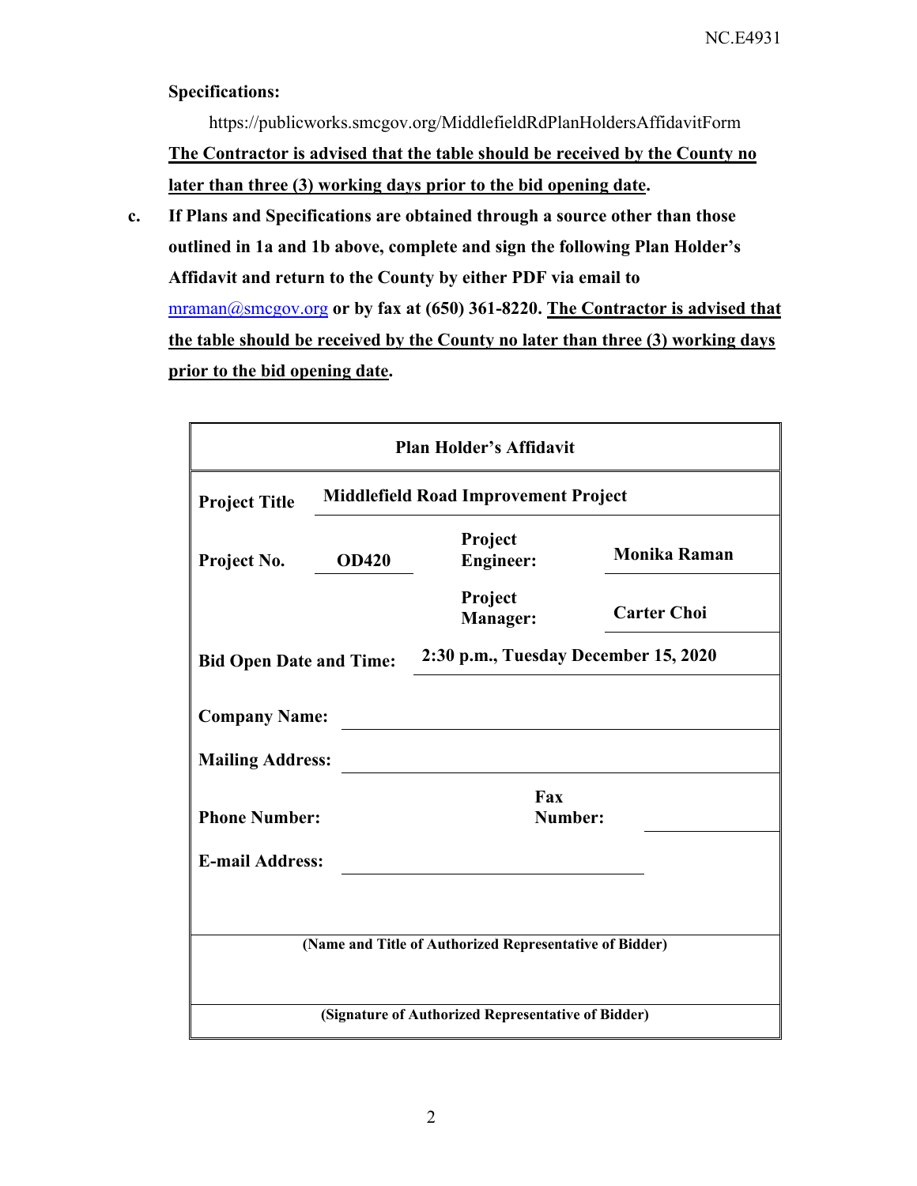**Specifications:**

https://publicworks.smcgov.org/MiddlefieldRdPlanHoldersAffidavitForm

**The Contractor is advised that the table should be received by the County no later than three (3) working days prior to the bid opening date.**

c. **If Plans and Specifications are obtained through a source other than those outlined in 1a and 1b above, complete and sign the following Plan Holder's Affidavit and return to the County by either PDF via email to** mraman@smcgov.org **or by fax at (650) 361-8220. The Contractor is advised that the table should be received by the County no later than three (3) working days prior to the bid opening date.**

| **Plan Holder's Affidavit** | | | |
|---|---|---|---|
| **Project Title** | **Middlefield Road Improvement Project** | | |
| **Project No.** | **OD420** | **Project Engineer:** | **Monika Raman** |
| | | **Project Manager:** | **Carter Choi** |
| **Bid Open Date and Time:** | **2:30 p.m., Tuesday December 15, 2020** | | |
| **Company Name:** | | | |
| **Mailing Address:** | | | |
| **Phone Number:** | | **Fax Number:** | |
| **E-mail Address:** | | | |
| **(Name and Title of Authorized Representative of Bidder)** | | | |
| **(Signature of Authorized Representative of Bidder)** | | | |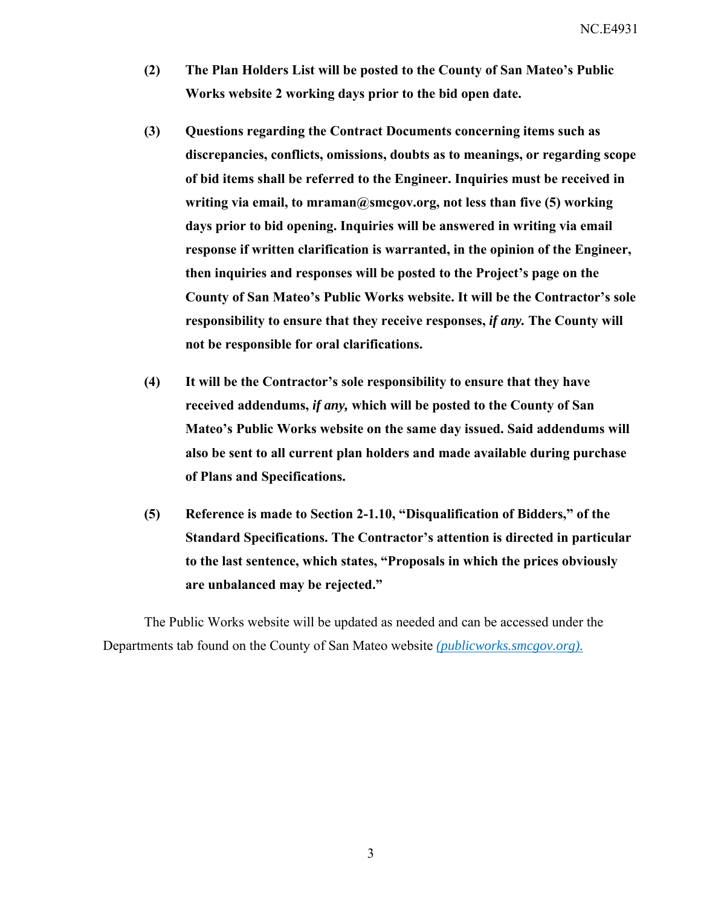**(2) The Plan Holders List will be posted to the County of San Mateo's Public Works website 2 working days prior to the bid open date.**

**(3) Questions regarding the Contract Documents concerning items such as discrepancies, conflicts, omissions, doubts as to meanings, or regarding scope of bid items shall be referred to the Engineer. Inquiries must be received in writing via email, to mraman@smcgov.org, not less than five (5) working days prior to bid opening. Inquiries will be answered in writing via email response if written clarification is warranted, in the opinion of the Engineer, then inquiries and responses will be posted to the Project's page on the County of San Mateo's Public Works website. It will be the Contractor's sole responsibility to ensure that they receive responses, *if any.* The County will not be responsible for oral clarifications.**

**(4) It will be the Contractor's sole responsibility to ensure that they have received addendums, *if any,* which will be posted to the County of San Mateo's Public Works website on the same day issued. Said addendums will also be sent to all current plan holders and made available during purchase of Plans and Specifications.**

**(5) Reference is made to Section 2-1.10, "Disqualification of Bidders," of the Standard Specifications. The Contractor's attention is directed in particular to the last sentence, which states, "Proposals in which the prices obviously are unbalanced may be rejected."**

The Public Works website will be updated as needed and can be accessed under the Departments tab found on the County of San Mateo website *(publicworks.smcgov.org).*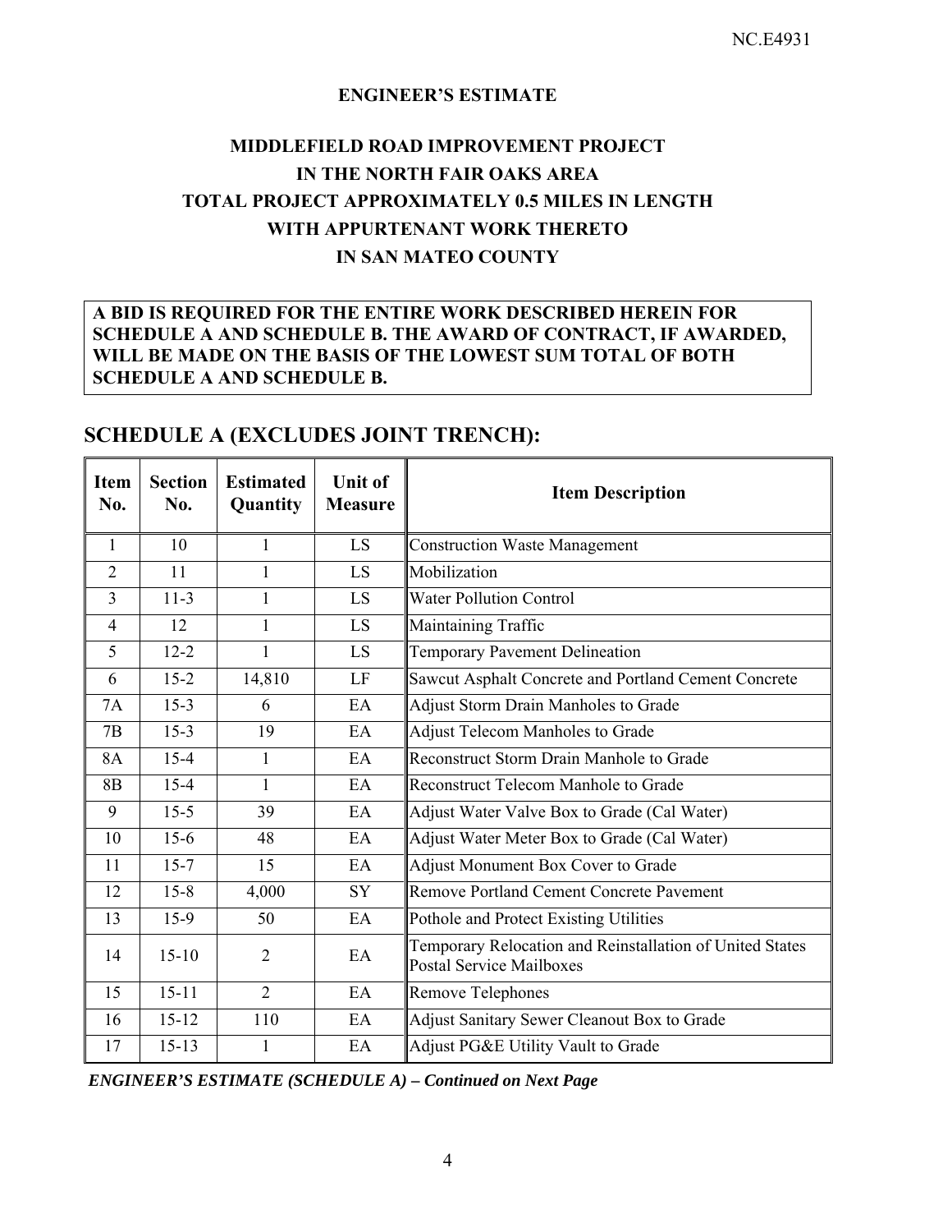NC.E4931

**ENGINEER'S ESTIMATE**

**MIDDLEFIELD ROAD IMPROVEMENT PROJECT**
**IN THE NORTH FAIR OAKS AREA**
**TOTAL PROJECT APPROXIMATELY 0.5 MILES IN LENGTH**
**WITH APPURTENANT WORK THERETO**
**IN SAN MATEO COUNTY**

**A BID IS REQUIRED FOR THE ENTIRE WORK DESCRIBED HEREIN FOR SCHEDULE A AND SCHEDULE B. THE AWARD OF CONTRACT, IF AWARDED, WILL BE MADE ON THE BASIS OF THE LOWEST SUM TOTAL OF BOTH SCHEDULE A AND SCHEDULE B.**

## SCHEDULE A (EXCLUDES JOINT TRENCH):

| Item No. | Section No. | Estimated Quantity | Unit of Measure | Item Description |
|---|---|---|---|---|
| 1 | 10 | 1 | LS | Construction Waste Management |
| 2 | 11 | 1 | LS | Mobilization |
| 3 | 11-3 | 1 | LS | Water Pollution Control |
| 4 | 12 | 1 | LS | Maintaining Traffic |
| 5 | 12-2 | 1 | LS | Temporary Pavement Delineation |
| 6 | 15-2 | 14,810 | LF | Sawcut Asphalt Concrete and Portland Cement Concrete |
| 7A | 15-3 | 6 | EA | Adjust Storm Drain Manholes to Grade |
| 7B | 15-3 | 19 | EA | Adjust Telecom Manholes to Grade |
| 8A | 15-4 | 1 | EA | Reconstruct Storm Drain Manhole to Grade |
| 8B | 15-4 | 1 | EA | Reconstruct Telecom Manhole to Grade |
| 9 | 15-5 | 39 | EA | Adjust Water Valve Box to Grade (Cal Water) |
| 10 | 15-6 | 48 | EA | Adjust Water Meter Box to Grade (Cal Water) |
| 11 | 15-7 | 15 | EA | Adjust Monument Box Cover to Grade |
| 12 | 15-8 | 4,000 | SY | Remove Portland Cement Concrete Pavement |
| 13 | 15-9 | 50 | EA | Pothole and Protect Existing Utilities |
| 14 | 15-10 | 2 | EA | Temporary Relocation and Reinstallation of United States Postal Service Mailboxes |
| 15 | 15-11 | 2 | EA | Remove Telephones |
| 16 | 15-12 | 110 | EA | Adjust Sanitary Sewer Cleanout Box to Grade |
| 17 | 15-13 | 1 | EA | Adjust PG&E Utility Vault to Grade |

***ENGINEER'S ESTIMATE (SCHEDULE A) – Continued on Next Page***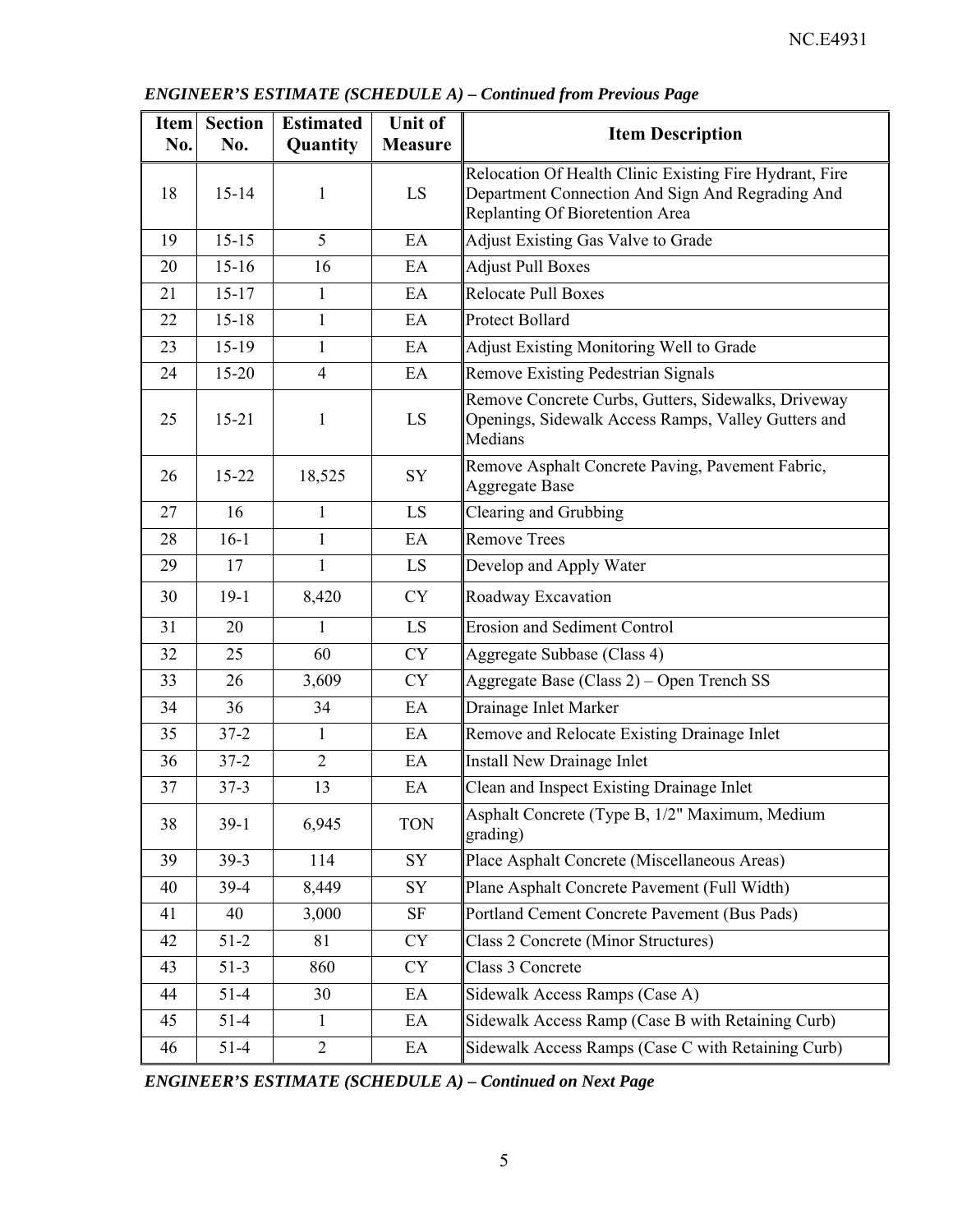*ENGINEER'S ESTIMATE (SCHEDULE A) – Continued from Previous Page*

| Item No. | Section No. | Estimated Quantity | Unit of Measure | Item Description |
|---|---|---|---|---|
| 18 | 15-14 | 1 | LS | Relocation Of Health Clinic Existing Fire Hydrant, Fire Department Connection And Sign And Regrading And Replanting Of Bioretention Area |
| 19 | 15-15 | 5 | EA | Adjust Existing Gas Valve to Grade |
| 20 | 15-16 | 16 | EA | Adjust Pull Boxes |
| 21 | 15-17 | 1 | EA | Relocate Pull Boxes |
| 22 | 15-18 | 1 | EA | Protect Bollard |
| 23 | 15-19 | 1 | EA | Adjust Existing Monitoring Well to Grade |
| 24 | 15-20 | 4 | EA | Remove Existing Pedestrian Signals |
| 25 | 15-21 | 1 | LS | Remove Concrete Curbs, Gutters, Sidewalks, Driveway Openings, Sidewalk Access Ramps, Valley Gutters and Medians |
| 26 | 15-22 | 18,525 | SY | Remove Asphalt Concrete Paving, Pavement Fabric, Aggregate Base |
| 27 | 16 | 1 | LS | Clearing and Grubbing |
| 28 | 16-1 | 1 | EA | Remove Trees |
| 29 | 17 | 1 | LS | Develop and Apply Water |
| 30 | 19-1 | 8,420 | CY | Roadway Excavation |
| 31 | 20 | 1 | LS | Erosion and Sediment Control |
| 32 | 25 | 60 | CY | Aggregate Subbase (Class 4) |
| 33 | 26 | 3,609 | CY | Aggregate Base (Class 2) – Open Trench SS |
| 34 | 36 | 34 | EA | Drainage Inlet Marker |
| 35 | 37-2 | 1 | EA | Remove and Relocate Existing Drainage Inlet |
| 36 | 37-2 | 2 | EA | Install New Drainage Inlet |
| 37 | 37-3 | 13 | EA | Clean and Inspect Existing Drainage Inlet |
| 38 | 39-1 | 6,945 | TON | Asphalt Concrete (Type B, 1/2" Maximum, Medium grading) |
| 39 | 39-3 | 114 | SY | Place Asphalt Concrete (Miscellaneous Areas) |
| 40 | 39-4 | 8,449 | SY | Plane Asphalt Concrete Pavement (Full Width) |
| 41 | 40 | 3,000 | SF | Portland Cement Concrete Pavement (Bus Pads) |
| 42 | 51-2 | 81 | CY | Class 2 Concrete (Minor Structures) |
| 43 | 51-3 | 860 | CY | Class 3 Concrete |
| 44 | 51-4 | 30 | EA | Sidewalk Access Ramps (Case A) |
| 45 | 51-4 | 1 | EA | Sidewalk Access Ramp (Case B with Retaining Curb) |
| 46 | 51-4 | 2 | EA | Sidewalk Access Ramps (Case C with Retaining Curb) |

*ENGINEER'S ESTIMATE (SCHEDULE A) – Continued on Next Page*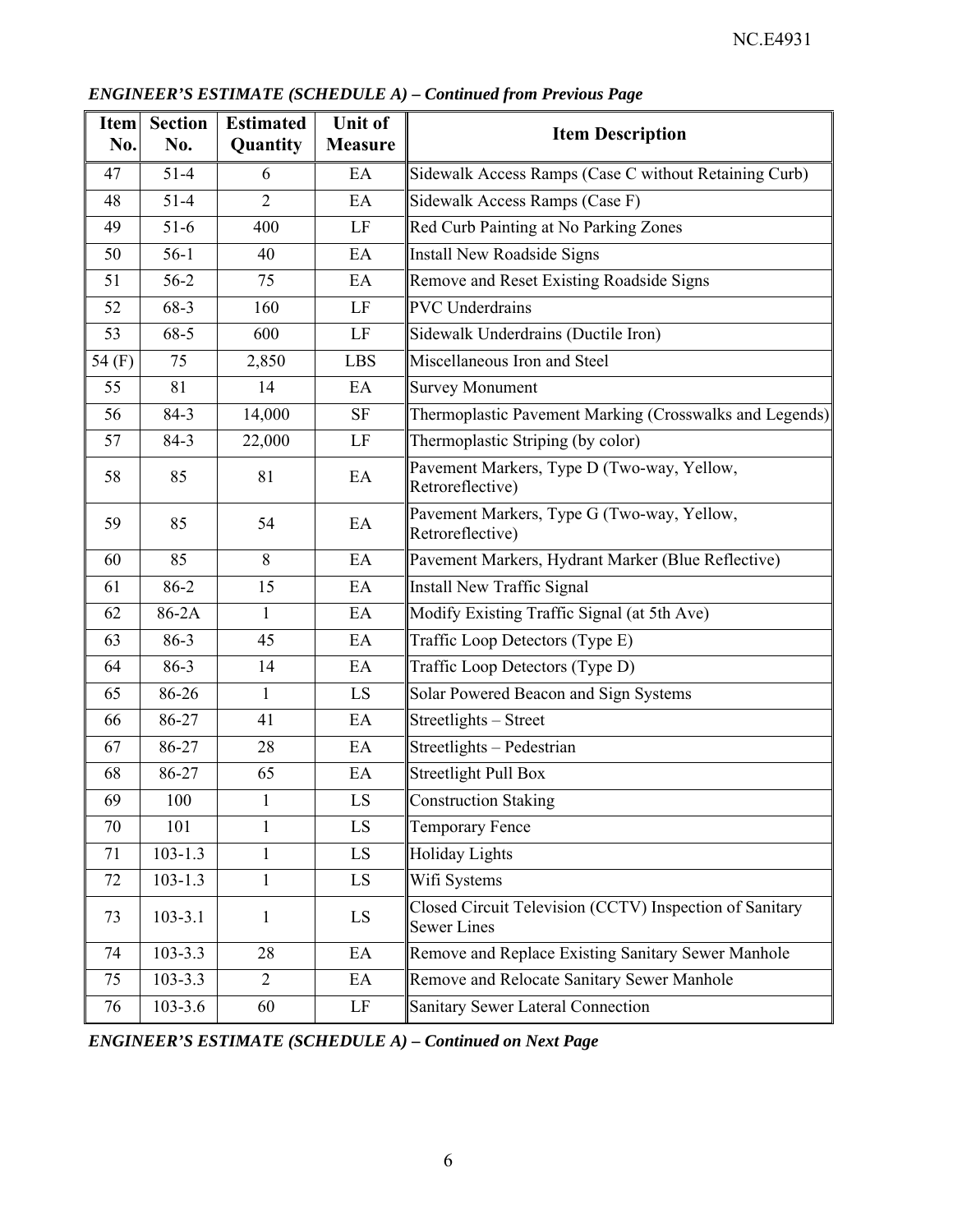*ENGINEER'S ESTIMATE (SCHEDULE A) – Continued from Previous Page*

| Item No. | Section No. | Estimated Quantity | Unit of Measure | Item Description |
|---|---|---|---|---|
| 47 | 51-4 | 6 | EA | Sidewalk Access Ramps (Case C without Retaining Curb) |
| 48 | 51-4 | 2 | EA | Sidewalk Access Ramps (Case F) |
| 49 | 51-6 | 400 | LF | Red Curb Painting at No Parking Zones |
| 50 | 56-1 | 40 | EA | Install New Roadside Signs |
| 51 | 56-2 | 75 | EA | Remove and Reset Existing Roadside Signs |
| 52 | 68-3 | 160 | LF | PVC Underdrains |
| 53 | 68-5 | 600 | LF | Sidewalk Underdrains (Ductile Iron) |
| 54 (F) | 75 | 2,850 | LBS | Miscellaneous Iron and Steel |
| 55 | 81 | 14 | EA | Survey Monument |
| 56 | 84-3 | 14,000 | SF | Thermoplastic Pavement Marking (Crosswalks and Legends) |
| 57 | 84-3 | 22,000 | LF | Thermoplastic Striping (by color) |
| 58 | 85 | 81 | EA | Pavement Markers, Type D (Two-way, Yellow, Retroreflective) |
| 59 | 85 | 54 | EA | Pavement Markers, Type G (Two-way, Yellow, Retroreflective) |
| 60 | 85 | 8 | EA | Pavement Markers, Hydrant Marker (Blue Reflective) |
| 61 | 86-2 | 15 | EA | Install New Traffic Signal |
| 62 | 86-2A | 1 | EA | Modify Existing Traffic Signal (at 5th Ave) |
| 63 | 86-3 | 45 | EA | Traffic Loop Detectors (Type E) |
| 64 | 86-3 | 14 | EA | Traffic Loop Detectors (Type D) |
| 65 | 86-26 | 1 | LS | Solar Powered Beacon and Sign Systems |
| 66 | 86-27 | 41 | EA | Streetlights – Street |
| 67 | 86-27 | 28 | EA | Streetlights – Pedestrian |
| 68 | 86-27 | 65 | EA | Streetlight Pull Box |
| 69 | 100 | 1 | LS | Construction Staking |
| 70 | 101 | 1 | LS | Temporary Fence |
| 71 | 103-1.3 | 1 | LS | Holiday Lights |
| 72 | 103-1.3 | 1 | LS | Wifi Systems |
| 73 | 103-3.1 | 1 | LS | Closed Circuit Television (CCTV) Inspection of Sanitary Sewer Lines |
| 74 | 103-3.3 | 28 | EA | Remove and Replace Existing Sanitary Sewer Manhole |
| 75 | 103-3.3 | 2 | EA | Remove and Relocate Sanitary Sewer Manhole |
| 76 | 103-3.6 | 60 | LF | Sanitary Sewer Lateral Connection |

***ENGINEER'S ESTIMATE (SCHEDULE A) – Continued on Next Page***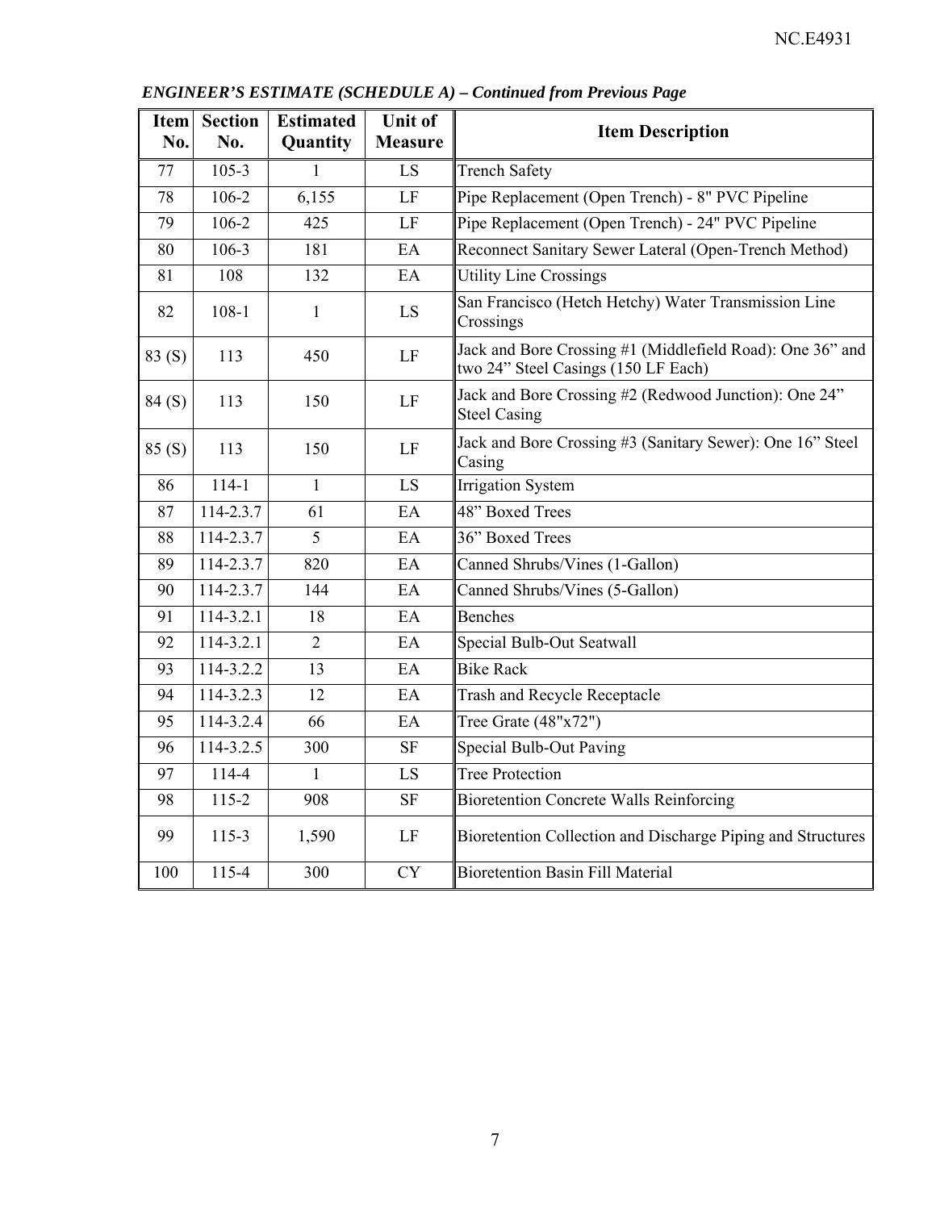***ENGINEER'S ESTIMATE (SCHEDULE A) – Continued from Previous Page***

| Item No. | Section No. | Estimated Quantity | Unit of Measure | Item Description |
|---|---|---|---|---|
| 77 | 105-3 | 1 | LS | Trench Safety |
| 78 | 106-2 | 6,155 | LF | Pipe Replacement (Open Trench) - 8" PVC Pipeline |
| 79 | 106-2 | 425 | LF | Pipe Replacement (Open Trench) - 24" PVC Pipeline |
| 80 | 106-3 | 181 | EA | Reconnect Sanitary Sewer Lateral (Open-Trench Method) |
| 81 | 108 | 132 | EA | Utility Line Crossings |
| 82 | 108-1 | 1 | LS | San Francisco (Hetch Hetchy) Water Transmission Line Crossings |
| 83 (S) | 113 | 450 | LF | Jack and Bore Crossing #1 (Middlefield Road): One 36" and two 24" Steel Casings (150 LF Each) |
| 84 (S) | 113 | 150 | LF | Jack and Bore Crossing #2 (Redwood Junction): One 24" Steel Casing |
| 85 (S) | 113 | 150 | LF | Jack and Bore Crossing #3 (Sanitary Sewer): One 16" Steel Casing |
| 86 | 114-1 | 1 | LS | Irrigation System |
| 87 | 114-2.3.7 | 61 | EA | 48" Boxed Trees |
| 88 | 114-2.3.7 | 5 | EA | 36" Boxed Trees |
| 89 | 114-2.3.7 | 820 | EA | Canned Shrubs/Vines (1-Gallon) |
| 90 | 114-2.3.7 | 144 | EA | Canned Shrubs/Vines (5-Gallon) |
| 91 | 114-3.2.1 | 18 | EA | Benches |
| 92 | 114-3.2.1 | 2 | EA | Special Bulb-Out Seatwall |
| 93 | 114-3.2.2 | 13 | EA | Bike Rack |
| 94 | 114-3.2.3 | 12 | EA | Trash and Recycle Receptacle |
| 95 | 114-3.2.4 | 66 | EA | Tree Grate (48"x72") |
| 96 | 114-3.2.5 | 300 | SF | Special Bulb-Out Paving |
| 97 | 114-4 | 1 | LS | Tree Protection |
| 98 | 115-2 | 908 | SF | Bioretention Concrete Walls Reinforcing |
| 99 | 115-3 | 1,590 | LF | Bioretention Collection and Discharge Piping and Structures |
| 100 | 115-4 | 300 | CY | Bioretention Basin Fill Material |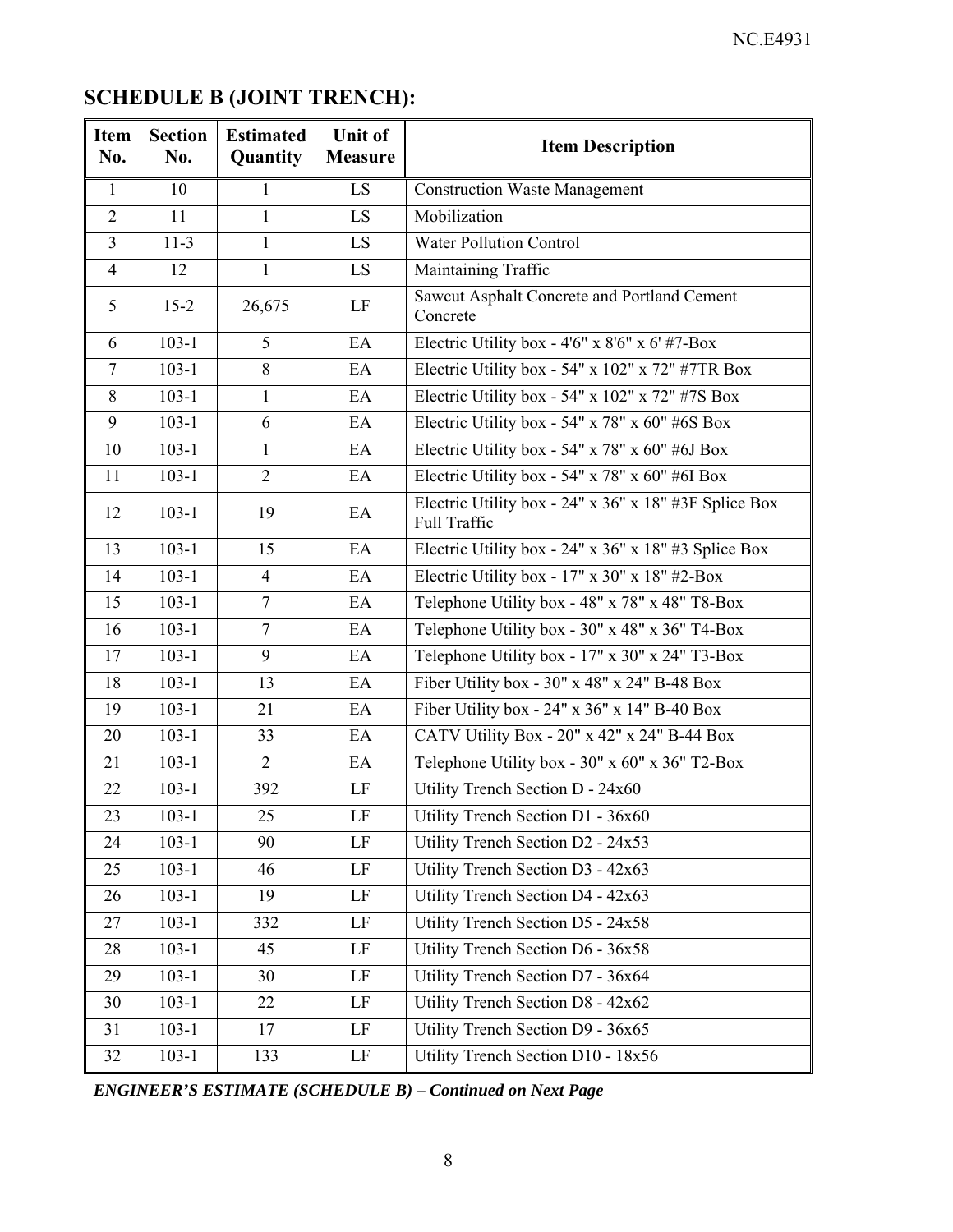## SCHEDULE B (JOINT TRENCH):

| Item No. | Section No. | Estimated Quantity | Unit of Measure | Item Description |
|---|---|---|---|---|
| 1 | 10 | 1 | LS | Construction Waste Management |
| 2 | 11 | 1 | LS | Mobilization |
| 3 | 11-3 | 1 | LS | Water Pollution Control |
| 4 | 12 | 1 | LS | Maintaining Traffic |
| 5 | 15-2 | 26,675 | LF | Sawcut Asphalt Concrete and Portland Cement Concrete |
| 6 | 103-1 | 5 | EA | Electric Utility box - 4'6" x 8'6" x 6' #7-Box |
| 7 | 103-1 | 8 | EA | Electric Utility box - 54" x 102" x 72" #7TR Box |
| 8 | 103-1 | 1 | EA | Electric Utility box - 54" x 102" x 72" #7S Box |
| 9 | 103-1 | 6 | EA | Electric Utility box - 54" x 78" x 60" #6S Box |
| 10 | 103-1 | 1 | EA | Electric Utility box - 54" x 78" x 60" #6J Box |
| 11 | 103-1 | 2 | EA | Electric Utility box - 54" x 78" x 60" #6I Box |
| 12 | 103-1 | 19 | EA | Electric Utility box - 24" x 36" x 18" #3F Splice Box Full Traffic |
| 13 | 103-1 | 15 | EA | Electric Utility box - 24" x 36" x 18" #3 Splice Box |
| 14 | 103-1 | 4 | EA | Electric Utility box - 17" x 30" x 18" #2-Box |
| 15 | 103-1 | 7 | EA | Telephone Utility box - 48" x 78" x 48" T8-Box |
| 16 | 103-1 | 7 | EA | Telephone Utility box - 30" x 48" x 36" T4-Box |
| 17 | 103-1 | 9 | EA | Telephone Utility box - 17" x 30" x 24" T3-Box |
| 18 | 103-1 | 13 | EA | Fiber Utility box - 30" x 48" x 24" B-48 Box |
| 19 | 103-1 | 21 | EA | Fiber Utility box - 24" x 36" x 14" B-40 Box |
| 20 | 103-1 | 33 | EA | CATV Utility Box - 20" x 42" x 24" B-44 Box |
| 21 | 103-1 | 2 | EA | Telephone Utility box - 30" x 60" x 36" T2-Box |
| 22 | 103-1 | 392 | LF | Utility Trench Section D - 24x60 |
| 23 | 103-1 | 25 | LF | Utility Trench Section D1 - 36x60 |
| 24 | 103-1 | 90 | LF | Utility Trench Section D2 - 24x53 |
| 25 | 103-1 | 46 | LF | Utility Trench Section D3 - 42x63 |
| 26 | 103-1 | 19 | LF | Utility Trench Section D4 - 42x63 |
| 27 | 103-1 | 332 | LF | Utility Trench Section D5 - 24x58 |
| 28 | 103-1 | 45 | LF | Utility Trench Section D6 - 36x58 |
| 29 | 103-1 | 30 | LF | Utility Trench Section D7 - 36x64 |
| 30 | 103-1 | 22 | LF | Utility Trench Section D8 - 42x62 |
| 31 | 103-1 | 17 | LF | Utility Trench Section D9 - 36x65 |
| 32 | 103-1 | 133 | LF | Utility Trench Section D10 - 18x56 |

***ENGINEER'S ESTIMATE (SCHEDULE B) – Continued on Next Page***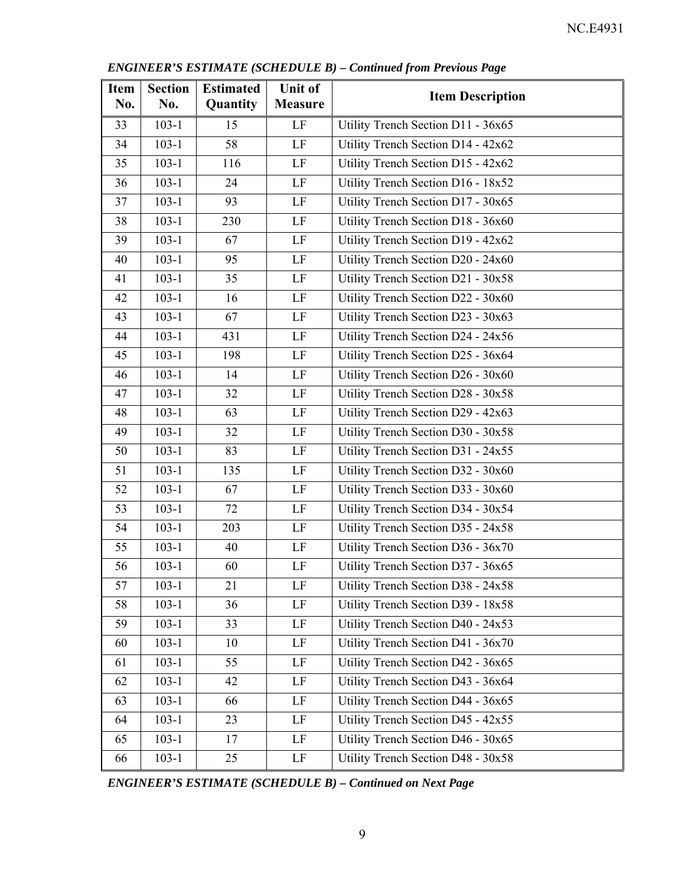*ENGINEER'S ESTIMATE (SCHEDULE B) – Continued from Previous Page*

| Item No. | Section No. | Estimated Quantity | Unit of Measure | Item Description |
|---|---|---|---|---|
| 33 | 103-1 | 15 | LF | Utility Trench Section D11 - 36x65 |
| 34 | 103-1 | 58 | LF | Utility Trench Section D14 - 42x62 |
| 35 | 103-1 | 116 | LF | Utility Trench Section D15 - 42x62 |
| 36 | 103-1 | 24 | LF | Utility Trench Section D16 - 18x52 |
| 37 | 103-1 | 93 | LF | Utility Trench Section D17 - 30x65 |
| 38 | 103-1 | 230 | LF | Utility Trench Section D18 - 36x60 |
| 39 | 103-1 | 67 | LF | Utility Trench Section D19 - 42x62 |
| 40 | 103-1 | 95 | LF | Utility Trench Section D20 - 24x60 |
| 41 | 103-1 | 35 | LF | Utility Trench Section D21 - 30x58 |
| 42 | 103-1 | 16 | LF | Utility Trench Section D22 - 30x60 |
| 43 | 103-1 | 67 | LF | Utility Trench Section D23 - 30x63 |
| 44 | 103-1 | 431 | LF | Utility Trench Section D24 - 24x56 |
| 45 | 103-1 | 198 | LF | Utility Trench Section D25 - 36x64 |
| 46 | 103-1 | 14 | LF | Utility Trench Section D26 - 30x60 |
| 47 | 103-1 | 32 | LF | Utility Trench Section D28 - 30x58 |
| 48 | 103-1 | 63 | LF | Utility Trench Section D29 - 42x63 |
| 49 | 103-1 | 32 | LF | Utility Trench Section D30 - 30x58 |
| 50 | 103-1 | 83 | LF | Utility Trench Section D31 - 24x55 |
| 51 | 103-1 | 135 | LF | Utility Trench Section D32 - 30x60 |
| 52 | 103-1 | 67 | LF | Utility Trench Section D33 - 30x60 |
| 53 | 103-1 | 72 | LF | Utility Trench Section D34 - 30x54 |
| 54 | 103-1 | 203 | LF | Utility Trench Section D35 - 24x58 |
| 55 | 103-1 | 40 | LF | Utility Trench Section D36 - 36x70 |
| 56 | 103-1 | 60 | LF | Utility Trench Section D37 - 36x65 |
| 57 | 103-1 | 21 | LF | Utility Trench Section D38 - 24x58 |
| 58 | 103-1 | 36 | LF | Utility Trench Section D39 - 18x58 |
| 59 | 103-1 | 33 | LF | Utility Trench Section D40 - 24x53 |
| 60 | 103-1 | 10 | LF | Utility Trench Section D41 - 36x70 |
| 61 | 103-1 | 55 | LF | Utility Trench Section D42 - 36x65 |
| 62 | 103-1 | 42 | LF | Utility Trench Section D43 - 36x64 |
| 63 | 103-1 | 66 | LF | Utility Trench Section D44 - 36x65 |
| 64 | 103-1 | 23 | LF | Utility Trench Section D45 - 42x55 |
| 65 | 103-1 | 17 | LF | Utility Trench Section D46 - 30x65 |
| 66 | 103-1 | 25 | LF | Utility Trench Section D48 - 30x58 |

*ENGINEER'S ESTIMATE (SCHEDULE B) – Continued on Next Page*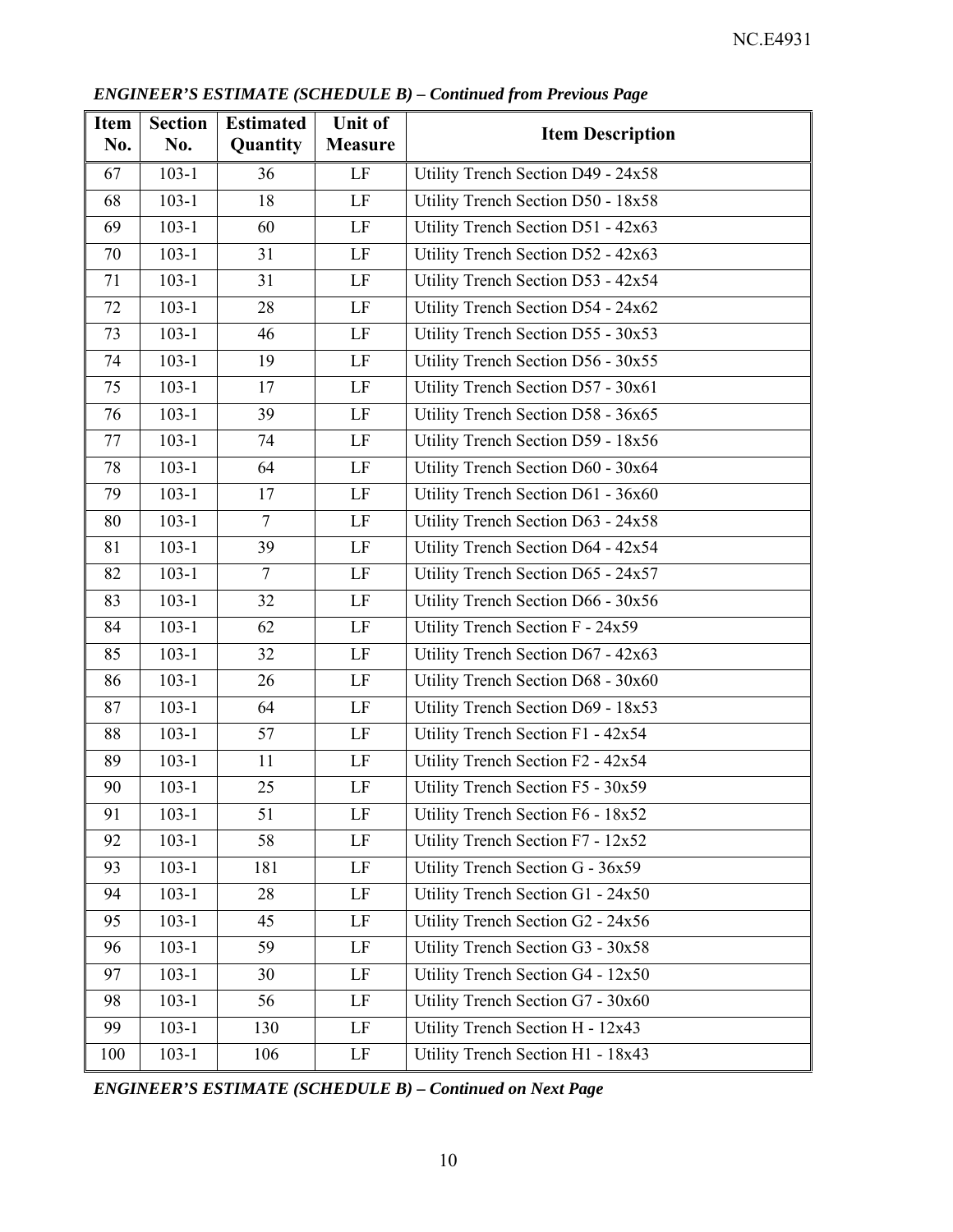***ENGINEER'S ESTIMATE (SCHEDULE B) – Continued from Previous Page***

| Item No. | Section No. | Estimated Quantity | Unit of Measure | Item Description |
|---|---|---|---|---|
| 67 | 103-1 | 36 | LF | Utility Trench Section D49 - 24x58 |
| 68 | 103-1 | 18 | LF | Utility Trench Section D50 - 18x58 |
| 69 | 103-1 | 60 | LF | Utility Trench Section D51 - 42x63 |
| 70 | 103-1 | 31 | LF | Utility Trench Section D52 - 42x63 |
| 71 | 103-1 | 31 | LF | Utility Trench Section D53 - 42x54 |
| 72 | 103-1 | 28 | LF | Utility Trench Section D54 - 24x62 |
| 73 | 103-1 | 46 | LF | Utility Trench Section D55 - 30x53 |
| 74 | 103-1 | 19 | LF | Utility Trench Section D56 - 30x55 |
| 75 | 103-1 | 17 | LF | Utility Trench Section D57 - 30x61 |
| 76 | 103-1 | 39 | LF | Utility Trench Section D58 - 36x65 |
| 77 | 103-1 | 74 | LF | Utility Trench Section D59 - 18x56 |
| 78 | 103-1 | 64 | LF | Utility Trench Section D60 - 30x64 |
| 79 | 103-1 | 17 | LF | Utility Trench Section D61 - 36x60 |
| 80 | 103-1 | 7 | LF | Utility Trench Section D63 - 24x58 |
| 81 | 103-1 | 39 | LF | Utility Trench Section D64 - 42x54 |
| 82 | 103-1 | 7 | LF | Utility Trench Section D65 - 24x57 |
| 83 | 103-1 | 32 | LF | Utility Trench Section D66 - 30x56 |
| 84 | 103-1 | 62 | LF | Utility Trench Section F - 24x59 |
| 85 | 103-1 | 32 | LF | Utility Trench Section D67 - 42x63 |
| 86 | 103-1 | 26 | LF | Utility Trench Section D68 - 30x60 |
| 87 | 103-1 | 64 | LF | Utility Trench Section D69 - 18x53 |
| 88 | 103-1 | 57 | LF | Utility Trench Section F1 - 42x54 |
| 89 | 103-1 | 11 | LF | Utility Trench Section F2 - 42x54 |
| 90 | 103-1 | 25 | LF | Utility Trench Section F5 - 30x59 |
| 91 | 103-1 | 51 | LF | Utility Trench Section F6 - 18x52 |
| 92 | 103-1 | 58 | LF | Utility Trench Section F7 - 12x52 |
| 93 | 103-1 | 181 | LF | Utility Trench Section G - 36x59 |
| 94 | 103-1 | 28 | LF | Utility Trench Section G1 - 24x50 |
| 95 | 103-1 | 45 | LF | Utility Trench Section G2 - 24x56 |
| 96 | 103-1 | 59 | LF | Utility Trench Section G3 - 30x58 |
| 97 | 103-1 | 30 | LF | Utility Trench Section G4 - 12x50 |
| 98 | 103-1 | 56 | LF | Utility Trench Section G7 - 30x60 |
| 99 | 103-1 | 130 | LF | Utility Trench Section H - 12x43 |
| 100 | 103-1 | 106 | LF | Utility Trench Section H1 - 18x43 |

***ENGINEER'S ESTIMATE (SCHEDULE B) – Continued on Next Page***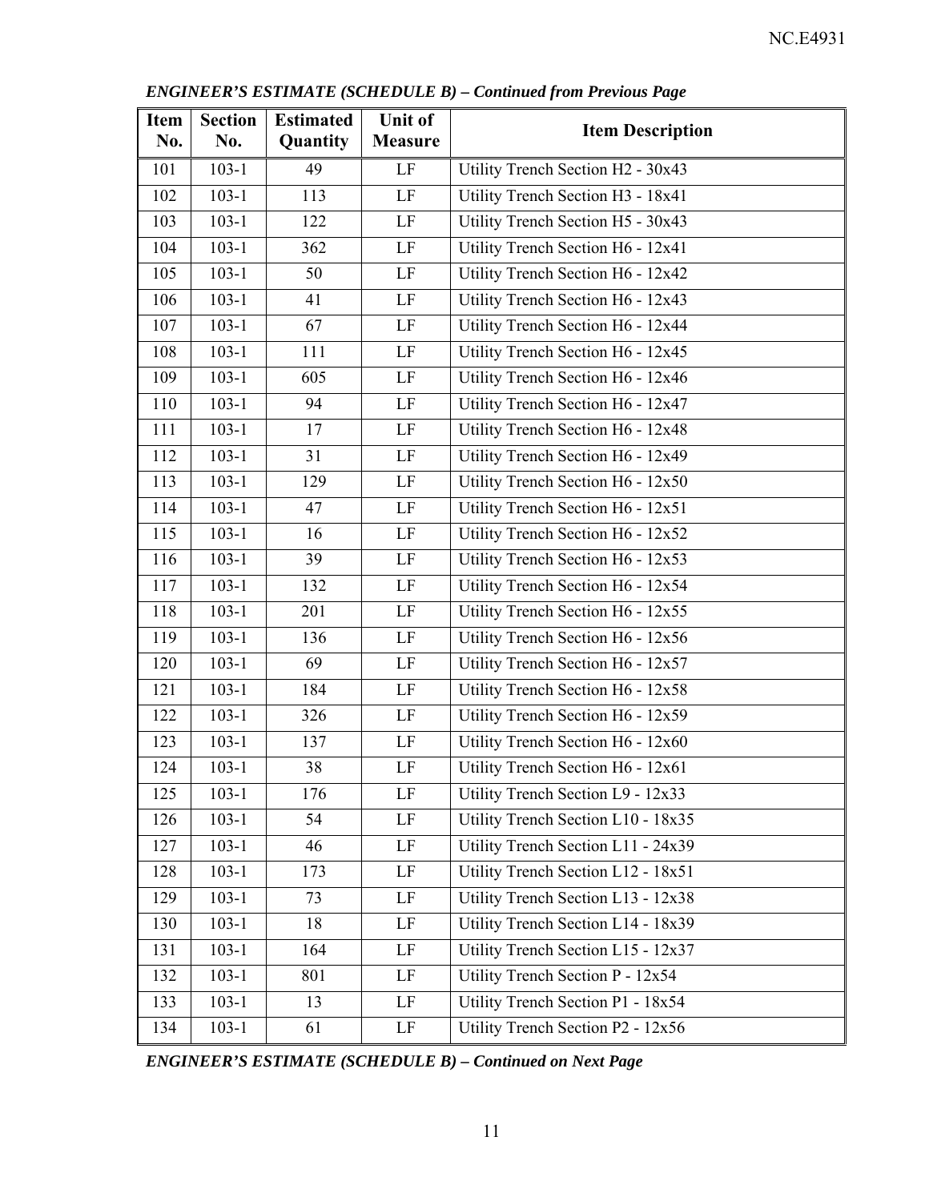*ENGINEER'S ESTIMATE (SCHEDULE B) – Continued from Previous Page*

| Item No. | Section No. | Estimated Quantity | Unit of Measure | Item Description |
|---|---|---|---|---|
| 101 | 103-1 | 49 | LF | Utility Trench Section H2 - 30x43 |
| 102 | 103-1 | 113 | LF | Utility Trench Section H3 - 18x41 |
| 103 | 103-1 | 122 | LF | Utility Trench Section H5 - 30x43 |
| 104 | 103-1 | 362 | LF | Utility Trench Section H6 - 12x41 |
| 105 | 103-1 | 50 | LF | Utility Trench Section H6 - 12x42 |
| 106 | 103-1 | 41 | LF | Utility Trench Section H6 - 12x43 |
| 107 | 103-1 | 67 | LF | Utility Trench Section H6 - 12x44 |
| 108 | 103-1 | 111 | LF | Utility Trench Section H6 - 12x45 |
| 109 | 103-1 | 605 | LF | Utility Trench Section H6 - 12x46 |
| 110 | 103-1 | 94 | LF | Utility Trench Section H6 - 12x47 |
| 111 | 103-1 | 17 | LF | Utility Trench Section H6 - 12x48 |
| 112 | 103-1 | 31 | LF | Utility Trench Section H6 - 12x49 |
| 113 | 103-1 | 129 | LF | Utility Trench Section H6 - 12x50 |
| 114 | 103-1 | 47 | LF | Utility Trench Section H6 - 12x51 |
| 115 | 103-1 | 16 | LF | Utility Trench Section H6 - 12x52 |
| 116 | 103-1 | 39 | LF | Utility Trench Section H6 - 12x53 |
| 117 | 103-1 | 132 | LF | Utility Trench Section H6 - 12x54 |
| 118 | 103-1 | 201 | LF | Utility Trench Section H6 - 12x55 |
| 119 | 103-1 | 136 | LF | Utility Trench Section H6 - 12x56 |
| 120 | 103-1 | 69 | LF | Utility Trench Section H6 - 12x57 |
| 121 | 103-1 | 184 | LF | Utility Trench Section H6 - 12x58 |
| 122 | 103-1 | 326 | LF | Utility Trench Section H6 - 12x59 |
| 123 | 103-1 | 137 | LF | Utility Trench Section H6 - 12x60 |
| 124 | 103-1 | 38 | LF | Utility Trench Section H6 - 12x61 |
| 125 | 103-1 | 176 | LF | Utility Trench Section L9 - 12x33 |
| 126 | 103-1 | 54 | LF | Utility Trench Section L10 - 18x35 |
| 127 | 103-1 | 46 | LF | Utility Trench Section L11 - 24x39 |
| 128 | 103-1 | 173 | LF | Utility Trench Section L12 - 18x51 |
| 129 | 103-1 | 73 | LF | Utility Trench Section L13 - 12x38 |
| 130 | 103-1 | 18 | LF | Utility Trench Section L14 - 18x39 |
| 131 | 103-1 | 164 | LF | Utility Trench Section L15 - 12x37 |
| 132 | 103-1 | 801 | LF | Utility Trench Section P - 12x54 |
| 133 | 103-1 | 13 | LF | Utility Trench Section P1 - 18x54 |
| 134 | 103-1 | 61 | LF | Utility Trench Section P2 - 12x56 |

*ENGINEER'S ESTIMATE (SCHEDULE B) – Continued on Next Page*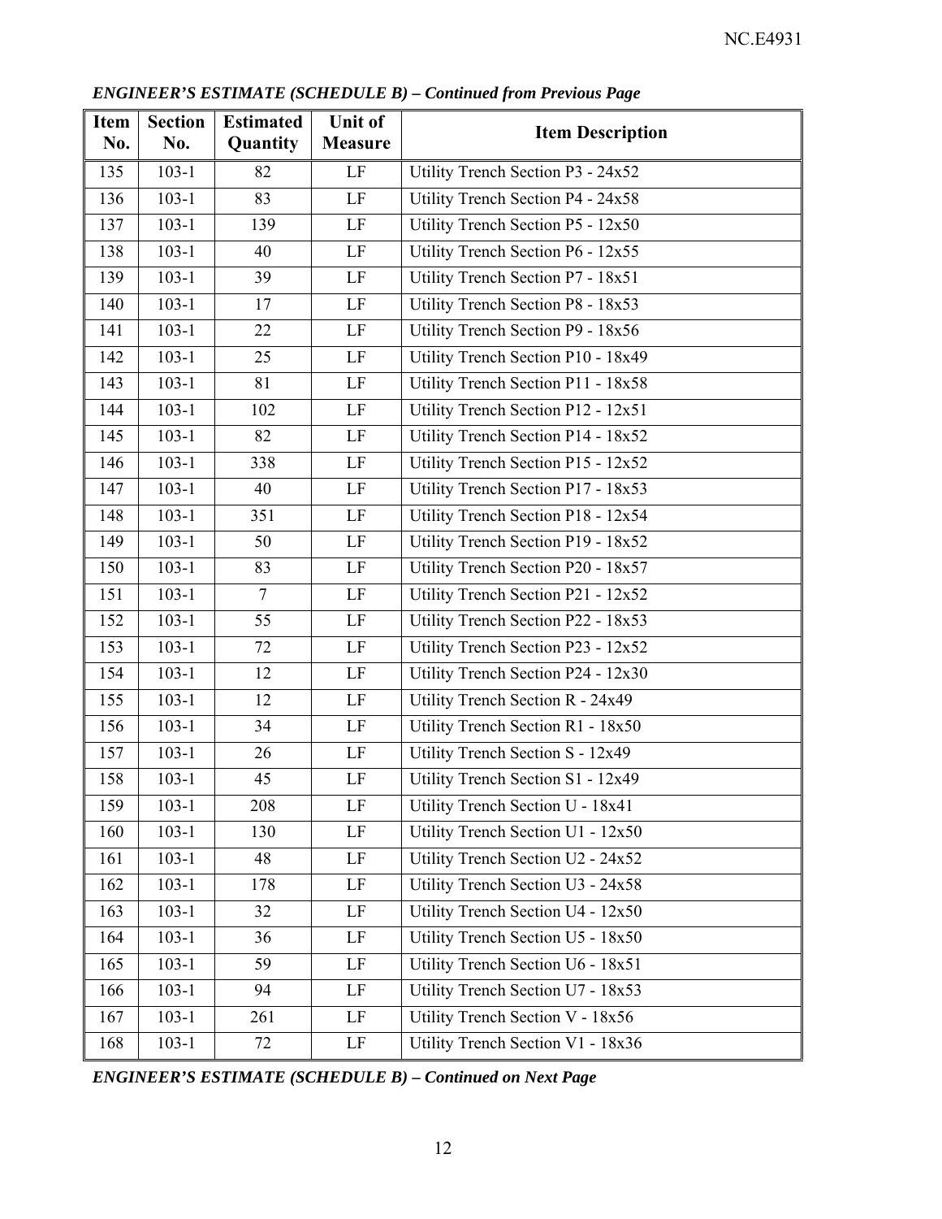***ENGINEER'S ESTIMATE (SCHEDULE B) – Continued from Previous Page***

| Item No. | Section No. | Estimated Quantity | Unit of Measure | Item Description |
|---|---|---|---|---|
| 135 | 103-1 | 82 | LF | Utility Trench Section P3 - 24x52 |
| 136 | 103-1 | 83 | LF | Utility Trench Section P4 - 24x58 |
| 137 | 103-1 | 139 | LF | Utility Trench Section P5 - 12x50 |
| 138 | 103-1 | 40 | LF | Utility Trench Section P6 - 12x55 |
| 139 | 103-1 | 39 | LF | Utility Trench Section P7 - 18x51 |
| 140 | 103-1 | 17 | LF | Utility Trench Section P8 - 18x53 |
| 141 | 103-1 | 22 | LF | Utility Trench Section P9 - 18x56 |
| 142 | 103-1 | 25 | LF | Utility Trench Section P10 - 18x49 |
| 143 | 103-1 | 81 | LF | Utility Trench Section P11 - 18x58 |
| 144 | 103-1 | 102 | LF | Utility Trench Section P12 - 12x51 |
| 145 | 103-1 | 82 | LF | Utility Trench Section P14 - 18x52 |
| 146 | 103-1 | 338 | LF | Utility Trench Section P15 - 12x52 |
| 147 | 103-1 | 40 | LF | Utility Trench Section P17 - 18x53 |
| 148 | 103-1 | 351 | LF | Utility Trench Section P18 - 12x54 |
| 149 | 103-1 | 50 | LF | Utility Trench Section P19 - 18x52 |
| 150 | 103-1 | 83 | LF | Utility Trench Section P20 - 18x57 |
| 151 | 103-1 | 7 | LF | Utility Trench Section P21 - 12x52 |
| 152 | 103-1 | 55 | LF | Utility Trench Section P22 - 18x53 |
| 153 | 103-1 | 72 | LF | Utility Trench Section P23 - 12x52 |
| 154 | 103-1 | 12 | LF | Utility Trench Section P24 - 12x30 |
| 155 | 103-1 | 12 | LF | Utility Trench Section R - 24x49 |
| 156 | 103-1 | 34 | LF | Utility Trench Section R1 - 18x50 |
| 157 | 103-1 | 26 | LF | Utility Trench Section S - 12x49 |
| 158 | 103-1 | 45 | LF | Utility Trench Section S1 - 12x49 |
| 159 | 103-1 | 208 | LF | Utility Trench Section U - 18x41 |
| 160 | 103-1 | 130 | LF | Utility Trench Section U1 - 12x50 |
| 161 | 103-1 | 48 | LF | Utility Trench Section U2 - 24x52 |
| 162 | 103-1 | 178 | LF | Utility Trench Section U3 - 24x58 |
| 163 | 103-1 | 32 | LF | Utility Trench Section U4 - 12x50 |
| 164 | 103-1 | 36 | LF | Utility Trench Section U5 - 18x50 |
| 165 | 103-1 | 59 | LF | Utility Trench Section U6 - 18x51 |
| 166 | 103-1 | 94 | LF | Utility Trench Section U7 - 18x53 |
| 167 | 103-1 | 261 | LF | Utility Trench Section V - 18x56 |
| 168 | 103-1 | 72 | LF | Utility Trench Section V1 - 18x36 |

***ENGINEER'S ESTIMATE (SCHEDULE B) – Continued on Next Page***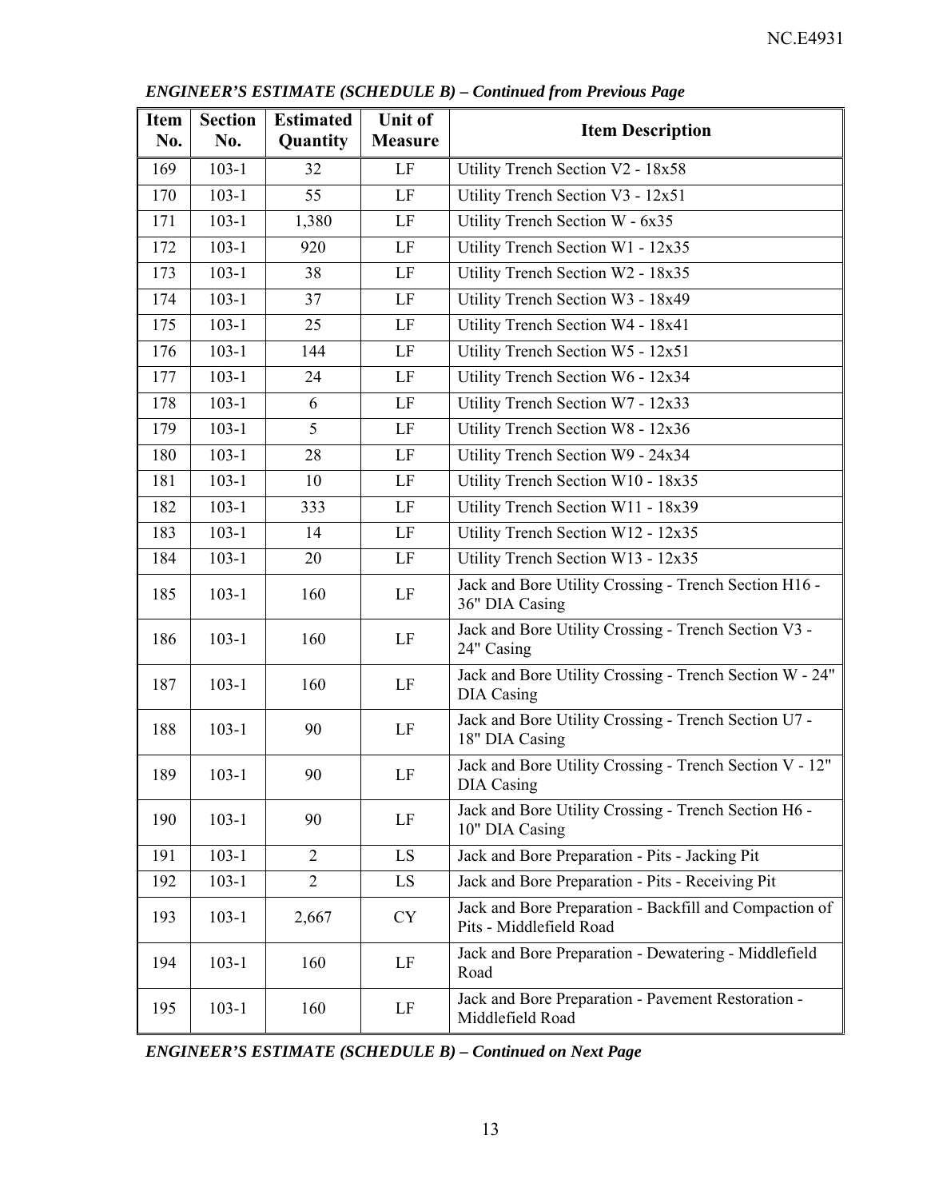*ENGINEER'S ESTIMATE (SCHEDULE B) – Continued from Previous Page*

| Item No. | Section No. | Estimated Quantity | Unit of Measure | Item Description |
|---|---|---|---|---|
| 169 | 103-1 | 32 | LF | Utility Trench Section V2 - 18x58 |
| 170 | 103-1 | 55 | LF | Utility Trench Section V3 - 12x51 |
| 171 | 103-1 | 1,380 | LF | Utility Trench Section W - 6x35 |
| 172 | 103-1 | 920 | LF | Utility Trench Section W1 - 12x35 |
| 173 | 103-1 | 38 | LF | Utility Trench Section W2 - 18x35 |
| 174 | 103-1 | 37 | LF | Utility Trench Section W3 - 18x49 |
| 175 | 103-1 | 25 | LF | Utility Trench Section W4 - 18x41 |
| 176 | 103-1 | 144 | LF | Utility Trench Section W5 - 12x51 |
| 177 | 103-1 | 24 | LF | Utility Trench Section W6 - 12x34 |
| 178 | 103-1 | 6 | LF | Utility Trench Section W7 - 12x33 |
| 179 | 103-1 | 5 | LF | Utility Trench Section W8 - 12x36 |
| 180 | 103-1 | 28 | LF | Utility Trench Section W9 - 24x34 |
| 181 | 103-1 | 10 | LF | Utility Trench Section W10 - 18x35 |
| 182 | 103-1 | 333 | LF | Utility Trench Section W11 - 18x39 |
| 183 | 103-1 | 14 | LF | Utility Trench Section W12 - 12x35 |
| 184 | 103-1 | 20 | LF | Utility Trench Section W13 - 12x35 |
| 185 | 103-1 | 160 | LF | Jack and Bore Utility Crossing - Trench Section H16 - 36" DIA Casing |
| 186 | 103-1 | 160 | LF | Jack and Bore Utility Crossing - Trench Section V3 - 24" Casing |
| 187 | 103-1 | 160 | LF | Jack and Bore Utility Crossing - Trench Section W - 24" DIA Casing |
| 188 | 103-1 | 90 | LF | Jack and Bore Utility Crossing - Trench Section U7 - 18" DIA Casing |
| 189 | 103-1 | 90 | LF | Jack and Bore Utility Crossing - Trench Section V - 12" DIA Casing |
| 190 | 103-1 | 90 | LF | Jack and Bore Utility Crossing - Trench Section H6 - 10" DIA Casing |
| 191 | 103-1 | 2 | LS | Jack and Bore Preparation - Pits - Jacking Pit |
| 192 | 103-1 | 2 | LS | Jack and Bore Preparation - Pits - Receiving Pit |
| 193 | 103-1 | 2,667 | CY | Jack and Bore Preparation - Backfill and Compaction of Pits - Middlefield Road |
| 194 | 103-1 | 160 | LF | Jack and Bore Preparation - Dewatering - Middlefield Road |
| 195 | 103-1 | 160 | LF | Jack and Bore Preparation - Pavement Restoration - Middlefield Road |

*ENGINEER'S ESTIMATE (SCHEDULE B) – Continued on Next Page*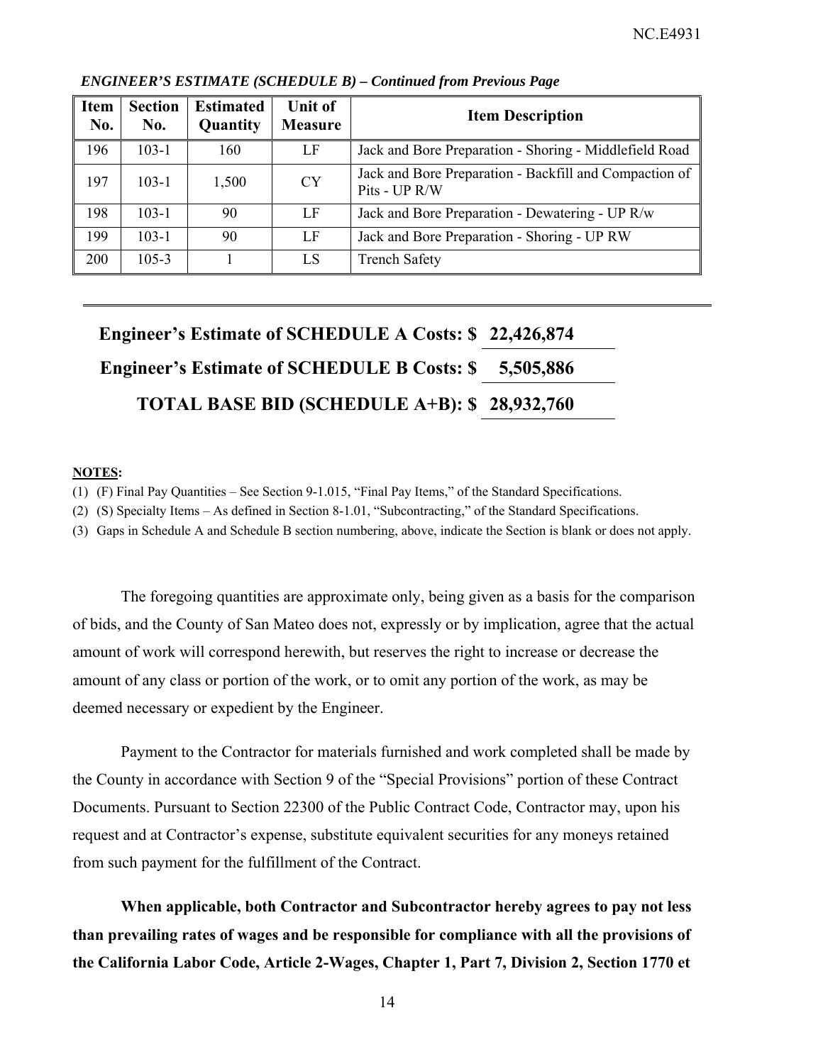*ENGINEER'S ESTIMATE (SCHEDULE B) – Continued from Previous Page*

| Item No. | Section No. | Estimated Quantity | Unit of Measure | Item Description |
|---|---|---|---|---|
| 196 | 103-1 | 160 | LF | Jack and Bore Preparation - Shoring - Middlefield Road |
| 197 | 103-1 | 1,500 | CY | Jack and Bore Preparation - Backfill and Compaction of Pits - UP R/W |
| 198 | 103-1 | 90 | LF | Jack and Bore Preparation - Dewatering - UP R/w |
| 199 | 103-1 | 90 | LF | Jack and Bore Preparation - Shoring - UP RW |
| 200 | 105-3 | 1 | LS | Trench Safety |

**Engineer's Estimate of SCHEDULE A Costs: $ 22,426,874**

**Engineer's Estimate of SCHEDULE B Costs: $ 5,505,886**

**TOTAL BASE BID (SCHEDULE A+B): $ 28,932,760**

**NOTES:**

(1) (F) Final Pay Quantities – See Section 9-1.015, "Final Pay Items," of the Standard Specifications.

(2) (S) Specialty Items – As defined in Section 8-1.01, "Subcontracting," of the Standard Specifications.

(3) Gaps in Schedule A and Schedule B section numbering, above, indicate the Section is blank or does not apply.

The foregoing quantities are approximate only, being given as a basis for the comparison of bids, and the County of San Mateo does not, expressly or by implication, agree that the actual amount of work will correspond herewith, but reserves the right to increase or decrease the amount of any class or portion of the work, or to omit any portion of the work, as may be deemed necessary or expedient by the Engineer.

Payment to the Contractor for materials furnished and work completed shall be made by the County in accordance with Section 9 of the "Special Provisions" portion of these Contract Documents. Pursuant to Section 22300 of the Public Contract Code, Contractor may, upon his request and at Contractor's expense, substitute equivalent securities for any moneys retained from such payment for the fulfillment of the Contract.

**When applicable, both Contractor and Subcontractor hereby agrees to pay not less than prevailing rates of wages and be responsible for compliance with all the provisions of the California Labor Code, Article 2-Wages, Chapter 1, Part 7, Division 2, Section 1770 et**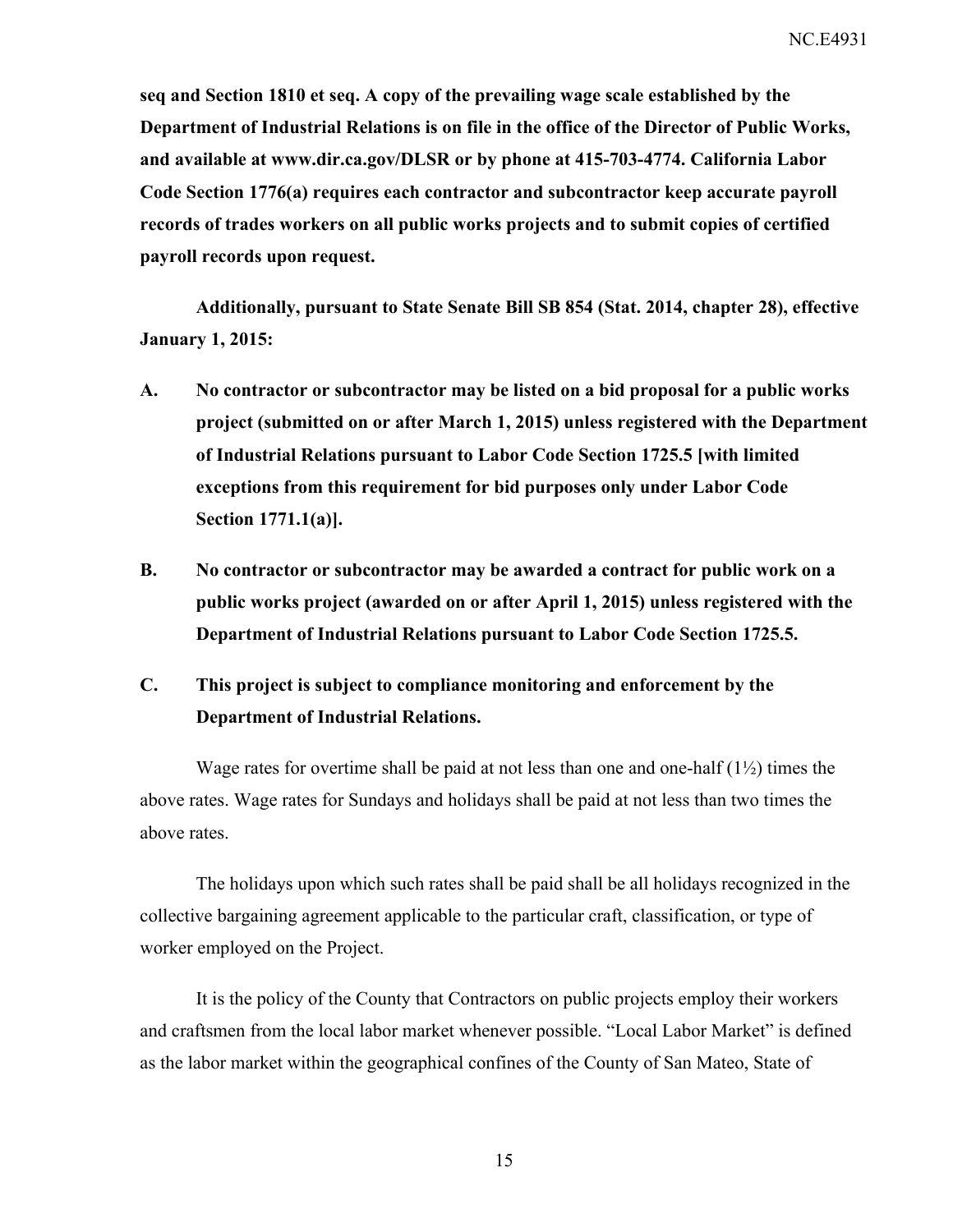**seq and Section 1810 et seq. A copy of the prevailing wage scale established by the Department of Industrial Relations is on file in the office of the Director of Public Works, and available at www.dir.ca.gov/DLSR or by phone at 415-703-4774. California Labor Code Section 1776(a) requires each contractor and subcontractor keep accurate payroll records of trades workers on all public works projects and to submit copies of certified payroll records upon request.**

**Additionally, pursuant to State Senate Bill SB 854 (Stat. 2014, chapter 28), effective January 1, 2015:**

**A. No contractor or subcontractor may be listed on a bid proposal for a public works project (submitted on or after March 1, 2015) unless registered with the Department of Industrial Relations pursuant to Labor Code Section 1725.5 [with limited exceptions from this requirement for bid purposes only under Labor Code Section 1771.1(a)].**

**B. No contractor or subcontractor may be awarded a contract for public work on a public works project (awarded on or after April 1, 2015) unless registered with the Department of Industrial Relations pursuant to Labor Code Section 1725.5.**

**C. This project is subject to compliance monitoring and enforcement by the Department of Industrial Relations.**

Wage rates for overtime shall be paid at not less than one and one-half (1½) times the above rates. Wage rates for Sundays and holidays shall be paid at not less than two times the above rates.

The holidays upon which such rates shall be paid shall be all holidays recognized in the collective bargaining agreement applicable to the particular craft, classification, or type of worker employed on the Project.

It is the policy of the County that Contractors on public projects employ their workers and craftsmen from the local labor market whenever possible. "Local Labor Market" is defined as the labor market within the geographical confines of the County of San Mateo, State of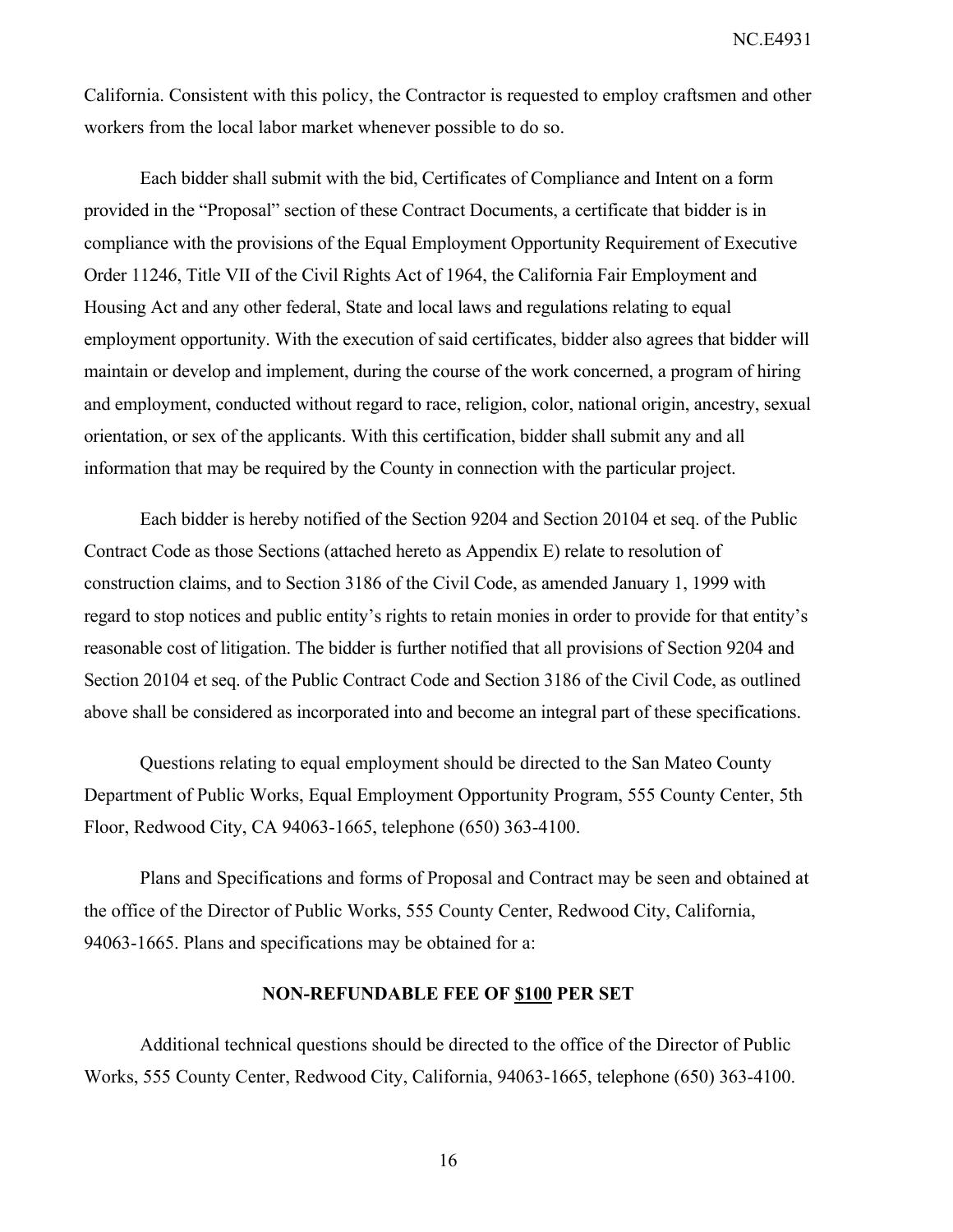California. Consistent with this policy, the Contractor is requested to employ craftsmen and other workers from the local labor market whenever possible to do so.

Each bidder shall submit with the bid, Certificates of Compliance and Intent on a form provided in the "Proposal" section of these Contract Documents, a certificate that bidder is in compliance with the provisions of the Equal Employment Opportunity Requirement of Executive Order 11246, Title VII of the Civil Rights Act of 1964, the California Fair Employment and Housing Act and any other federal, State and local laws and regulations relating to equal employment opportunity. With the execution of said certificates, bidder also agrees that bidder will maintain or develop and implement, during the course of the work concerned, a program of hiring and employment, conducted without regard to race, religion, color, national origin, ancestry, sexual orientation, or sex of the applicants. With this certification, bidder shall submit any and all information that may be required by the County in connection with the particular project.

Each bidder is hereby notified of the Section 9204 and Section 20104 et seq. of the Public Contract Code as those Sections (attached hereto as Appendix E) relate to resolution of construction claims, and to Section 3186 of the Civil Code, as amended January 1, 1999 with regard to stop notices and public entity's rights to retain monies in order to provide for that entity's reasonable cost of litigation. The bidder is further notified that all provisions of Section 9204 and Section 20104 et seq. of the Public Contract Code and Section 3186 of the Civil Code, as outlined above shall be considered as incorporated into and become an integral part of these specifications.

Questions relating to equal employment should be directed to the San Mateo County Department of Public Works, Equal Employment Opportunity Program, 555 County Center, 5th Floor, Redwood City, CA 94063-1665, telephone (650) 363-4100.

Plans and Specifications and forms of Proposal and Contract may be seen and obtained at the office of the Director of Public Works, 555 County Center, Redwood City, California, 94063-1665. Plans and specifications may be obtained for a:

**NON-REFUNDABLE FEE OF <u>$100</u> PER SET**

Additional technical questions should be directed to the office of the Director of Public Works, 555 County Center, Redwood City, California, 94063-1665, telephone (650) 363-4100.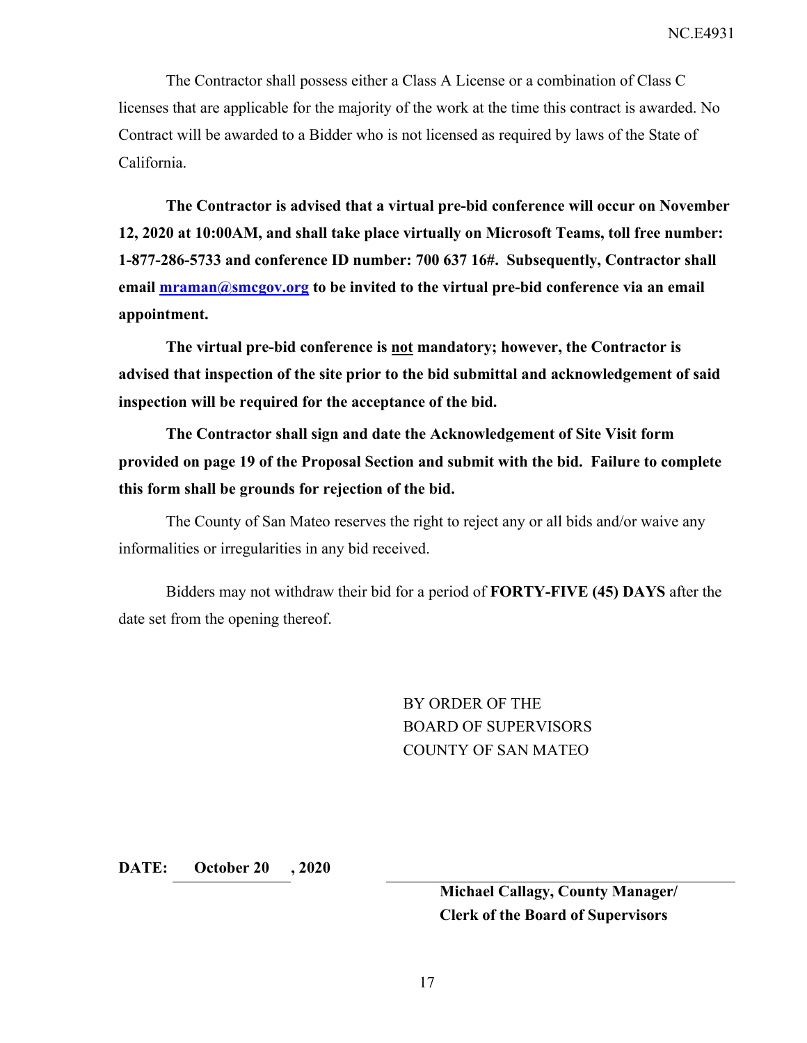The Contractor shall possess either a Class A License or a combination of Class C licenses that are applicable for the majority of the work at the time this contract is awarded. No Contract will be awarded to a Bidder who is not licensed as required by laws of the State of California.

**The Contractor is advised that a virtual pre-bid conference will occur on November 12, 2020 at 10:00AM, and shall take place virtually on Microsoft Teams, toll free number: 1-877-286-5733 and conference ID number: 700 637 16#. Subsequently, Contractor shall email [mraman@smcgov.org](mailto:mraman@smcgov.org) to be invited to the virtual pre-bid conference via an email appointment.**

**The virtual pre-bid conference is <u>not</u> mandatory; however, the Contractor is advised that inspection of the site prior to the bid submittal and acknowledgement of said inspection will be required for the acceptance of the bid.**

**The Contractor shall sign and date the Acknowledgement of Site Visit form provided on page 19 of the Proposal Section and submit with the bid. Failure to complete this form shall be grounds for rejection of the bid.**

The County of San Mateo reserves the right to reject any or all bids and/or waive any informalities or irregularities in any bid received.

Bidders may not withdraw their bid for a period of **FORTY-FIVE (45) DAYS** after the date set from the opening thereof.

BY ORDER OF THE
BOARD OF SUPERVISORS
COUNTY OF SAN MATEO

**DATE: October 20 , 2020**

**Michael Callagy, County Manager/**
**Clerk of the Board of Supervisors**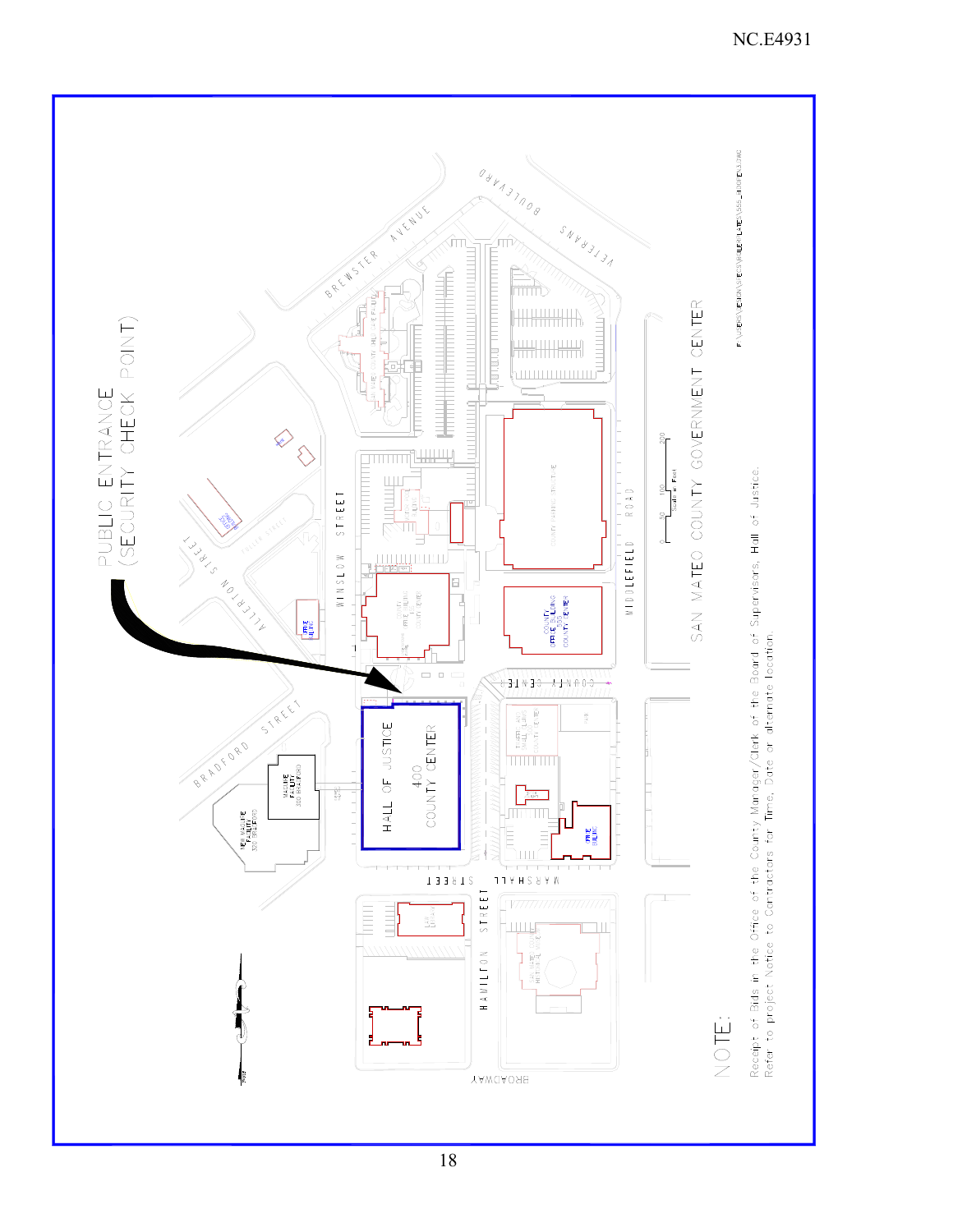NC.E4931

PUBLIC ENTRANCE
(SECURITY CHECK POINT)

HALL OF JUSTICE
400
COUNTY CENTER

SAN MATEO COUNTY GOVERNMENT CENTER

NOTE:

Receipt of Bids in the Office of the County Manager/Clerk of the Board of Supervisors, Hall of Justice.
Refer to project Notice to Contractors for Time, Date or alternate location.